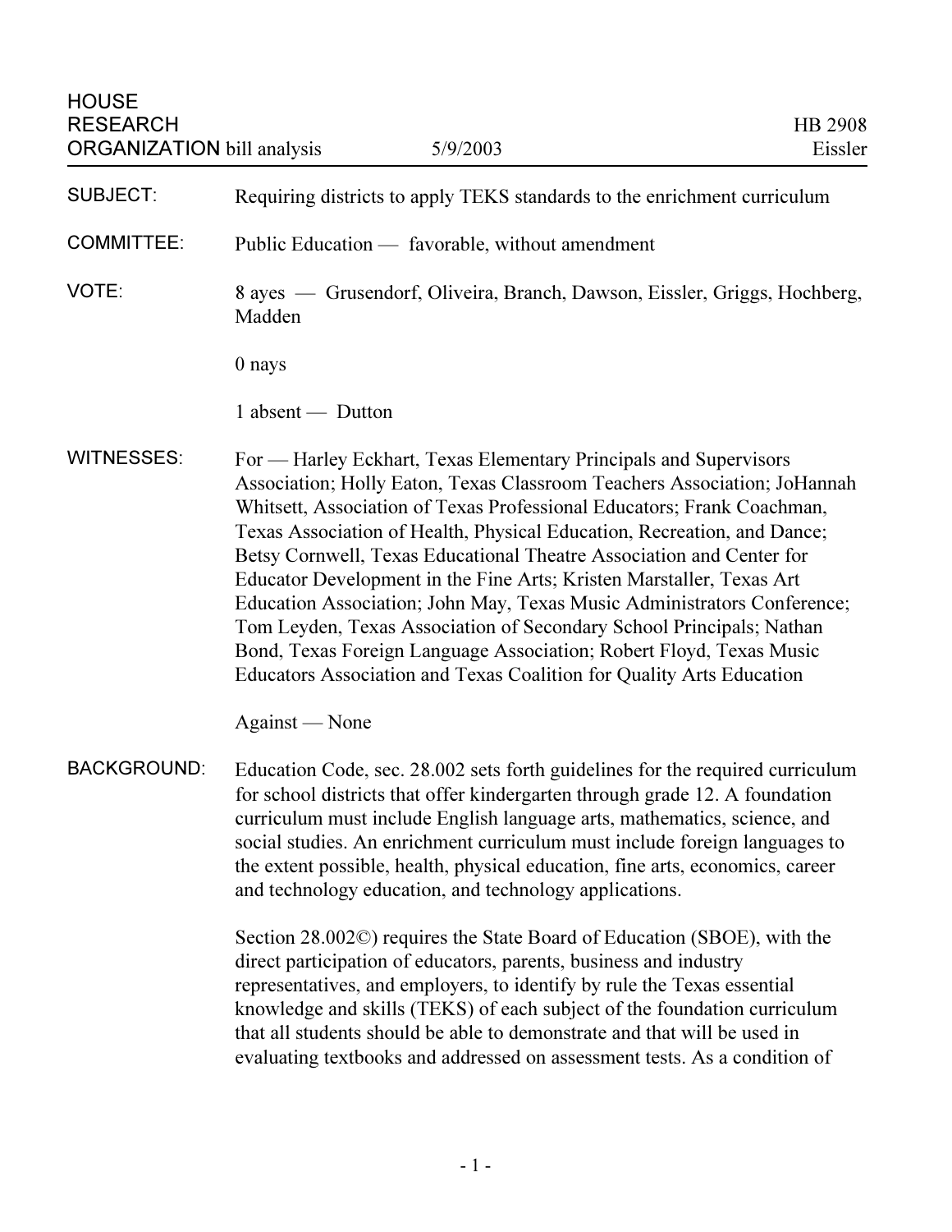HOUSE RESEARCH ORGANIZATION bill analysis — 5/9/2003 — HB 2908 — Eissler

**SUBJECT:** Requiring districts to apply TEKS standards to the enrichment curriculum

**COMMITTEE:** Public Education — favorable, without amendment

**VOTE:** 8 ayes — Grusendorf, Oliveira, Branch, Dawson, Eissler, Griggs, Hochberg, Madden

0 nays

1 absent — Dutton

**WITNESSES:** For — Harley Eckhart, Texas Elementary Principals and Supervisors Association; Holly Eaton, Texas Classroom Teachers Association; JoHannah Whitsett, Association of Texas Professional Educators; Frank Coachman, Texas Association of Health, Physical Education, Recreation, and Dance; Betsy Cornwell, Texas Educational Theatre Association and Center for Educator Development in the Fine Arts; Kristen Marstaller, Texas Art Education Association; John May, Texas Music Administrators Conference; Tom Leyden, Texas Association of Secondary School Principals; Nathan Bond, Texas Foreign Language Association; Robert Floyd, Texas Music Educators Association and Texas Coalition for Quality Arts Education

Against — None

**BACKGROUND:** Education Code, sec. 28.002 sets forth guidelines for the required curriculum for school districts that offer kindergarten through grade 12. A foundation curriculum must include English language arts, mathematics, science, and social studies. An enrichment curriculum must include foreign languages to the extent possible, health, physical education, fine arts, economics, career and technology education, and technology applications.

Section 28.002©) requires the State Board of Education (SBOE), with the direct participation of educators, parents, business and industry representatives, and employers, to identify by rule the Texas essential knowledge and skills (TEKS) of each subject of the foundation curriculum that all students should be able to demonstrate and that will be used in evaluating textbooks and addressed on assessment tests. As a condition of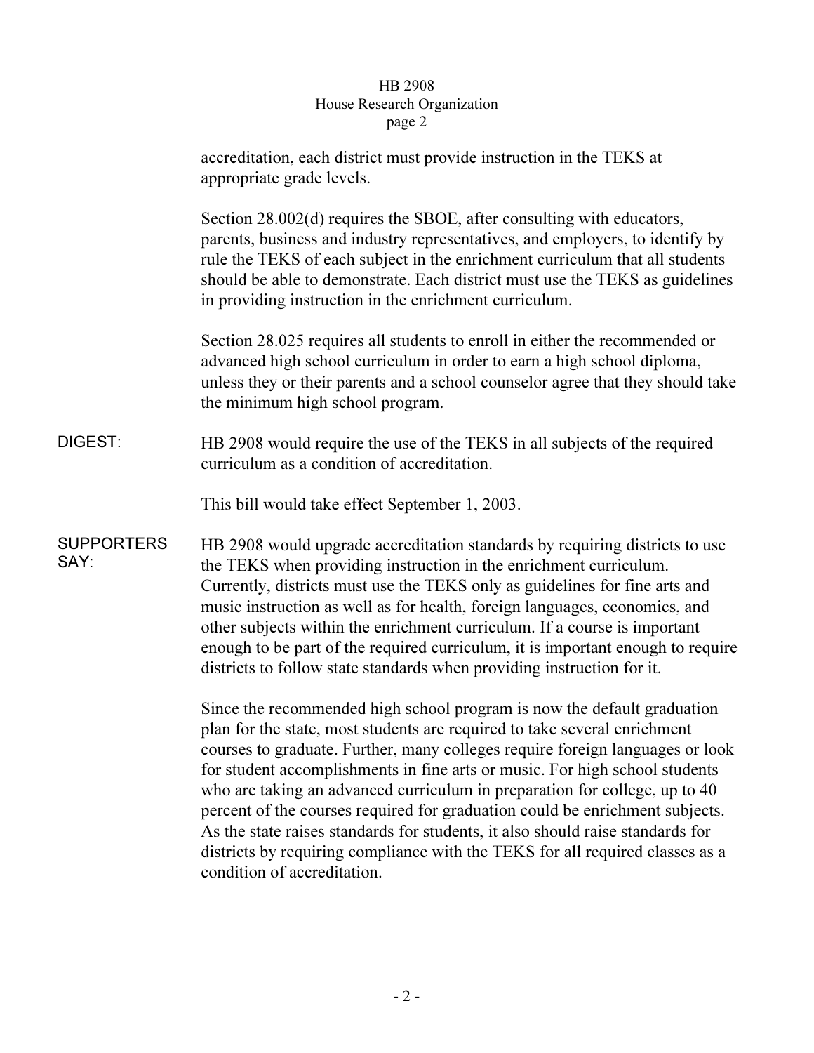accreditation, each district must provide instruction in the TEKS at appropriate grade levels.

Section 28.002(d) requires the SBOE, after consulting with educators, parents, business and industry representatives, and employers, to identify by rule the TEKS of each subject in the enrichment curriculum that all students should be able to demonstrate. Each district must use the TEKS as guidelines in providing instruction in the enrichment curriculum.

Section 28.025 requires all students to enroll in either the recommended or advanced high school curriculum in order to earn a high school diploma, unless they or their parents and a school counselor agree that they should take the minimum high school program.

**DIGEST:** HB 2908 would require the use of the TEKS in all subjects of the required curriculum as a condition of accreditation.

This bill would take effect September 1, 2003.

**SUPPORTERS SAY:** HB 2908 would upgrade accreditation standards by requiring districts to use the TEKS when providing instruction in the enrichment curriculum. Currently, districts must use the TEKS only as guidelines for fine arts and music instruction as well as for health, foreign languages, economics, and other subjects within the enrichment curriculum. If a course is important enough to be part of the required curriculum, it is important enough to require districts to follow state standards when providing instruction for it.

Since the recommended high school program is now the default graduation plan for the state, most students are required to take several enrichment courses to graduate. Further, many colleges require foreign languages or look for student accomplishments in fine arts or music. For high school students who are taking an advanced curriculum in preparation for college, up to 40 percent of the courses required for graduation could be enrichment subjects. As the state raises standards for students, it also should raise standards for districts by requiring compliance with the TEKS for all required classes as a condition of accreditation.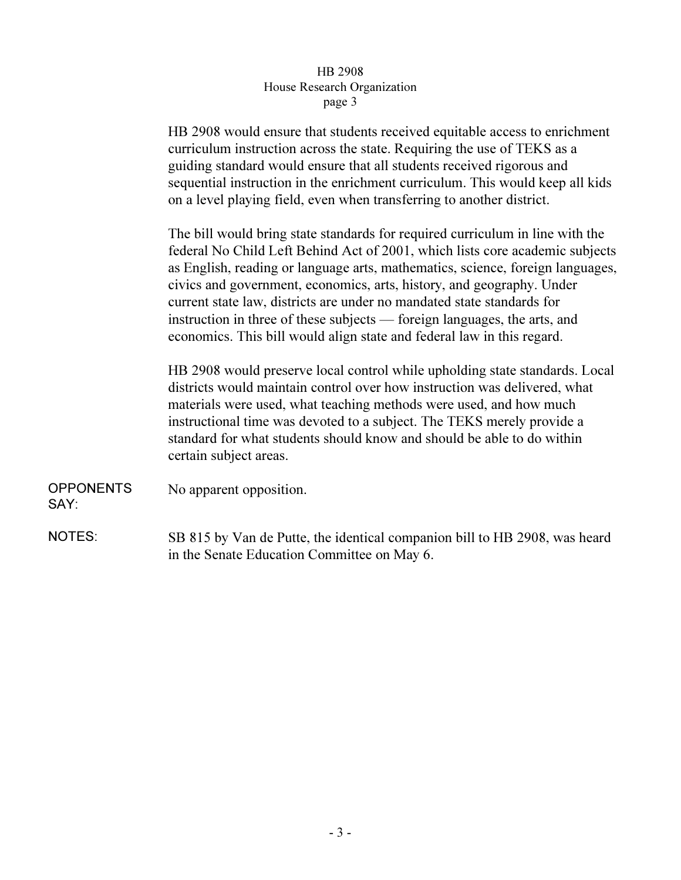HB 2908 would ensure that students received equitable access to enrichment curriculum instruction across the state. Requiring the use of TEKS as a guiding standard would ensure that all students received rigorous and sequential instruction in the enrichment curriculum. This would keep all kids on a level playing field, even when transferring to another district.

The bill would bring state standards for required curriculum in line with the federal No Child Left Behind Act of 2001, which lists core academic subjects as English, reading or language arts, mathematics, science, foreign languages, civics and government, economics, arts, history, and geography. Under current state law, districts are under no mandated state standards for instruction in three of these subjects — foreign languages, the arts, and economics. This bill would align state and federal law in this regard.

HB 2908 would preserve local control while upholding state standards. Local districts would maintain control over how instruction was delivered, what materials were used, what teaching methods were used, and how much instructional time was devoted to a subject. The TEKS merely provide a standard for what students should know and should be able to do within certain subject areas.

**OPPONENTS SAY:** No apparent opposition.

**NOTES:** SB 815 by Van de Putte, the identical companion bill to HB 2908, was heard in the Senate Education Committee on May 6.